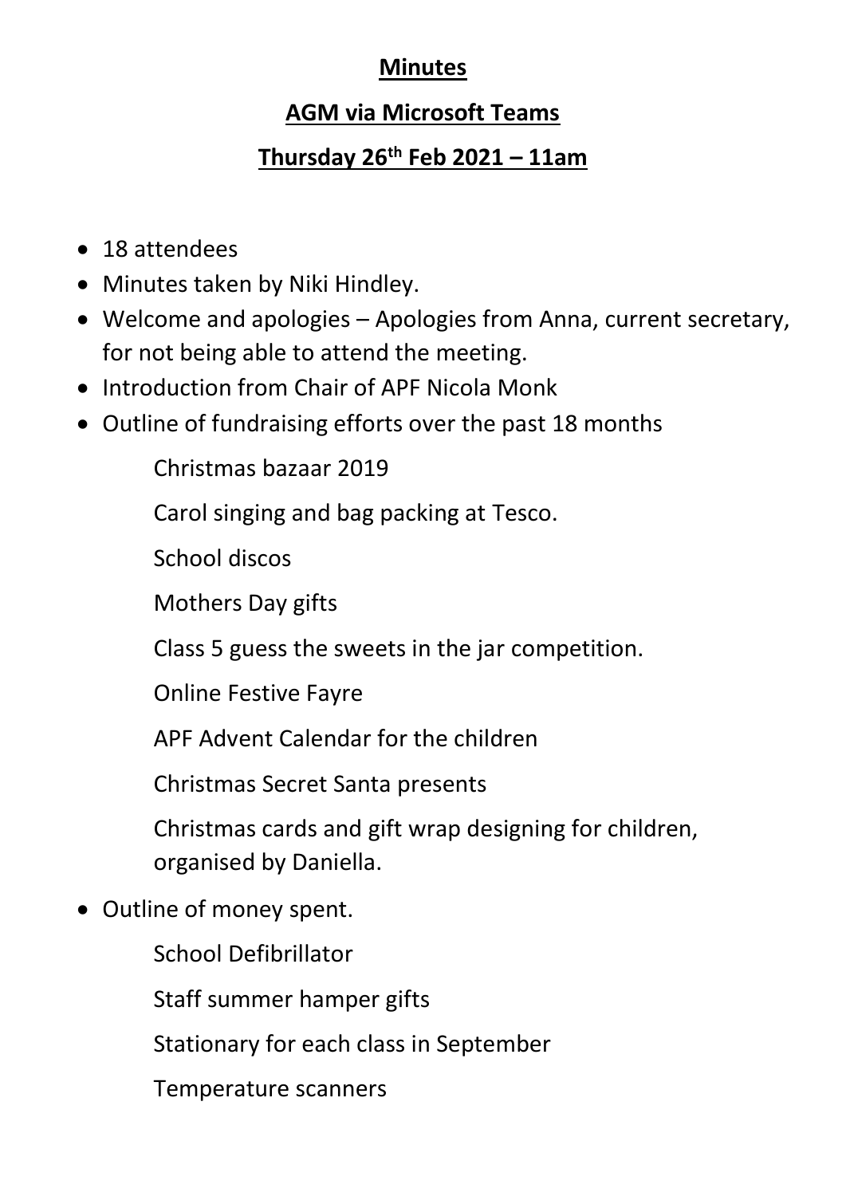# Minutes

## AGM via Microsoft Teams

## Thursday 26th Feb 2021 – 11am

- 18 attendees
- Minutes taken by Niki Hindley.
- Welcome and apologies – Apologies from Anna, current secretary, for not being able to attend the meeting.
- Introduction from Chair of APF Nicola Monk
- Outline of fundraising efforts over the past 18 months

    Christmas bazaar 2019

    Carol singing and bag packing at Tesco.

    School discos

    Mothers Day gifts

    Class 5 guess the sweets in the jar competition.

    Online Festive Fayre

    APF Advent Calendar for the children

    Christmas Secret Santa presents

    Christmas cards and gift wrap designing for children, organised by Daniella.

- Outline of money spent.

    School Defibrillator

    Staff summer hamper gifts

    Stationary for each class in September

    Temperature scanners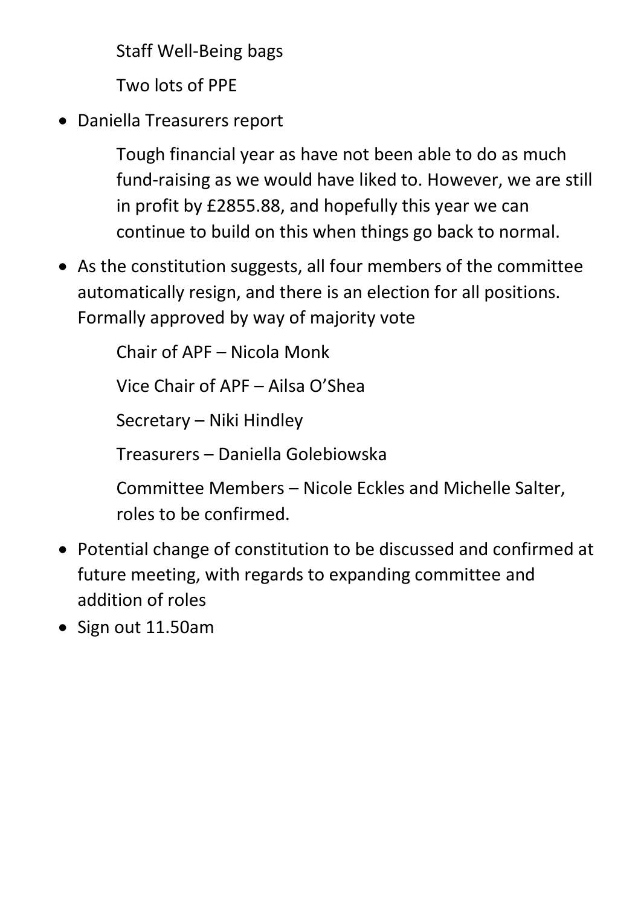Staff Well-Being bags

Two lots of PPE

- Daniella Treasurers report

  Tough financial year as have not been able to do as much fund-raising as we would have liked to. However, we are still in profit by £2855.88, and hopefully this year we can continue to build on this when things go back to normal.

- As the constitution suggests, all four members of the committee automatically resign, and there is an election for all positions. Formally approved by way of majority vote

  Chair of APF – Nicola Monk

  Vice Chair of APF – Ailsa O'Shea

  Secretary – Niki Hindley

  Treasurers – Daniella Golebiowska

  Committee Members – Nicole Eckles and Michelle Salter, roles to be confirmed.

- Potential change of constitution to be discussed and confirmed at future meeting, with regards to expanding committee and addition of roles
- Sign out 11.50am